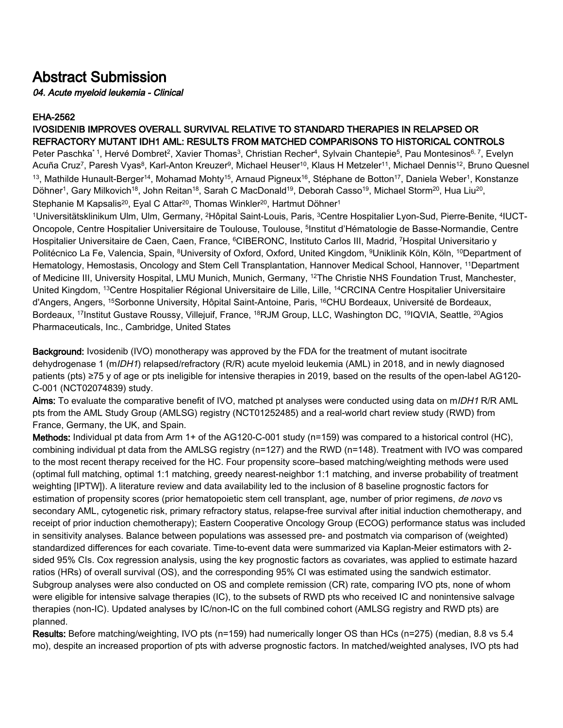# Abstract Submission

*04. Acute myeloid leukemia - Clinical*

**EHA-2562**

**IVOSIDENIB IMPROVES OVERALL SURVIVAL RELATIVE TO STANDARD THERAPIES IN RELAPSED OR REFRACTORY MUTANT IDH1 AML: RESULTS FROM MATCHED COMPARISONS TO HISTORICAL CONTROLS**

Peter Paschka*[1], Hervé Dombret[2], Xavier Thomas[3], Christian Recher[4], Sylvain Chantepie[5], Pau Montesinos[6,7], Evelyn Acuña Cruz[7], Paresh Vyas[8], Karl-Anton Kreuzer[9], Michael Heuser[10], Klaus H Metzeler[11], Michael Dennis[12], Bruno Quesnel[13], Mathilde Hunault-Berger[14], Mohamad Mohty[15], Arnaud Pigneux[16], Stéphane de Botton[17], Daniela Weber[1], Konstanze Döhner[1], Gary Milkovich[18], John Reitan[18], Sarah C MacDonald[19], Deborah Casso[19], Michael Storm[20], Hua Liu[20], Stephanie M Kapsalis[20], Eyal C Attar[20], Thomas Winkler[20], Hartmut Döhner[1]

[1]Universitätsklinikum Ulm, Ulm, Germany, [2]Hôpital Saint-Louis, Paris, [3]Centre Hospitalier Lyon-Sud, Pierre-Benite, [4]IUCT-Oncopole, Centre Hospitalier Universitaire de Toulouse, Toulouse, [5]Institut d'Hématologie de Basse-Normandie, Centre Hospitalier Universitaire de Caen, Caen, France, [6]CIBERONC, Instituto Carlos III, Madrid, [7]Hospital Universitario y Politécnico La Fe, Valencia, Spain, [8]University of Oxford, Oxford, United Kingdom, [9]Uniklinik Köln, Köln, [10]Department of Hematology, Hemostasis, Oncology and Stem Cell Transplantation, Hannover Medical School, Hannover, [11]Department of Medicine III, University Hospital, LMU Munich, Munich, Germany, [12]The Christie NHS Foundation Trust, Manchester, United Kingdom, [13]Centre Hospitalier Régional Universitaire de Lille, Lille, [14]CRCINA Centre Hospitalier Universitaire d'Angers, Angers, [15]Sorbonne University, Hôpital Saint-Antoine, Paris, [16]CHU Bordeaux, Université de Bordeaux, Bordeaux, [17]Institut Gustave Roussy, Villejuif, France, [18]RJM Group, LLC, Washington DC, [19]IQVIA, Seattle, [20]Agios Pharmaceuticals, Inc., Cambridge, United States

**Background:** Ivosidenib (IVO) monotherapy was approved by the FDA for the treatment of mutant isocitrate dehydrogenase 1 (m*IDH1*) relapsed/refractory (R/R) acute myeloid leukemia (AML) in 2018, and in newly diagnosed patients (pts) ≥75 y of age or pts ineligible for intensive therapies in 2019, based on the results of the open-label AG120-C-001 (NCT02074839) study.

**Aims:** To evaluate the comparative benefit of IVO, matched pt analyses were conducted using data on m*IDH1* R/R AML pts from the AML Study Group (AMLSG) registry (NCT01252485) and a real-world chart review study (RWD) from France, Germany, the UK, and Spain.

**Methods:** Individual pt data from Arm 1+ of the AG120-C-001 study (n=159) was compared to a historical control (HC), combining individual pt data from the AMLSG registry (n=127) and the RWD (n=148). Treatment with IVO was compared to the most recent therapy received for the HC. Four propensity score–based matching/weighting methods were used (optimal full matching, optimal 1:1 matching, greedy nearest-neighbor 1:1 matching, and inverse probability of treatment weighting [IPTW]). A literature review and data availability led to the inclusion of 8 baseline prognostic factors for estimation of propensity scores (prior hematopoietic stem cell transplant, age, number of prior regimens, *de novo* vs secondary AML, cytogenetic risk, primary refractory status, relapse-free survival after initial induction chemotherapy, and receipt of prior induction chemotherapy); Eastern Cooperative Oncology Group (ECOG) performance status was included in sensitivity analyses. Balance between populations was assessed pre- and postmatch via comparison of (weighted) standardized differences for each covariate. Time-to-event data were summarized via Kaplan-Meier estimators with 2-sided 95% CIs. Cox regression analysis, using the key prognostic factors as covariates, was applied to estimate hazard ratios (HRs) of overall survival (OS), and the corresponding 95% CI was estimated using the sandwich estimator. Subgroup analyses were also conducted on OS and complete remission (CR) rate, comparing IVO pts, none of whom were eligible for intensive salvage therapies (IC), to the subsets of RWD pts who received IC and nonintensive salvage therapies (non-IC). Updated analyses by IC/non-IC on the full combined cohort (AMLSG registry and RWD pts) are planned.

**Results:** Before matching/weighting, IVO pts (n=159) had numerically longer OS than HCs (n=275) (median, 8.8 vs 5.4 mo), despite an increased proportion of pts with adverse prognostic factors. In matched/weighted analyses, IVO pts had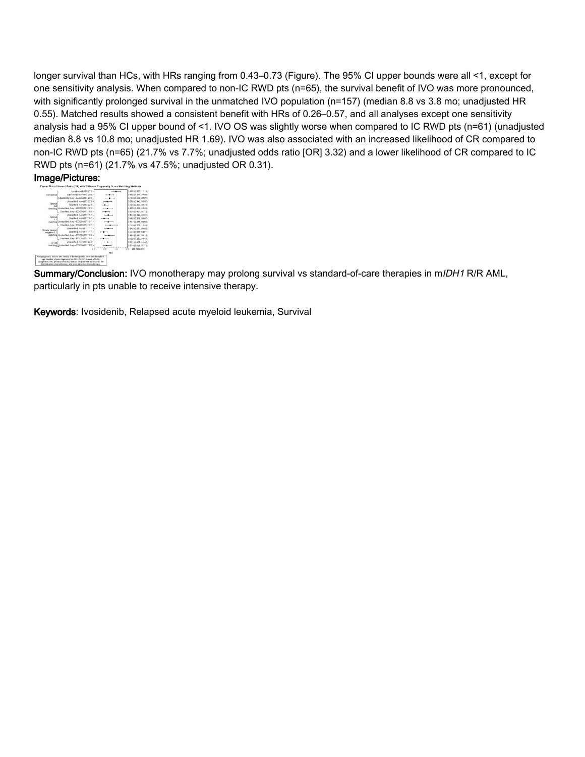longer survival than HCs, with HRs ranging from 0.43–0.73 (Figure). The 95% CI upper bounds were all <1, except for one sensitivity analysis. When compared to non-IC RWD pts (n=65), the survival benefit of IVO was more pronounced, with significantly prolonged survival in the unmatched IVO population (n=157) (median 8.8 vs 3.8 mo; unadjusted HR 0.55). Matched results showed a consistent benefit with HRs of 0.26–0.57, and all analyses except one sensitivity analysis had a 95% CI upper bound of <1. IVO OS was slightly worse when compared to IC RWD pts (n=61) (unadjusted median 8.8 vs 10.8 mo; unadjusted HR 1.69). IVO was also associated with an increased likelihood of CR compared to non-IC RWD pts (n=65) (21.7% vs 7.7%; unadjusted odds ratio [OR] 3.32) and a lower likelihood of CR compared to IC RWD pts (n=61) (21.7% vs 47.5%; unadjusted OR 0.31).

**Image/Pictures:**

Forest Plot of Hazard Ratio (HR) with Different Propensity Score Matching Methods

Unmatched
Unadjusted (156,278)
Adjusted by Key (157,208)
Adjusted by Key + ECOG (157,208)

Optimal full matching
Unstratified, Key (157,229)
Stratified, Key (157,229)
Unstratified, Key + ECOG (151,181)
Stratified, Key + ECOG (151,181)

Optimal 1:1 matching
Unstratified, Key (157,157)
Stratified, Key (157,157)
Unstratified, Key + ECOG (157,157)
Stratified, Key + ECOG (157,157)

Greedy nearest neighbor 1:1 matching
Unstratified, Key (117,117)
Stratified, Key (117,117)
Unstratified, Key + ECOG (102,102)
Stratified, Key + ECOG (102,102)

IPTW matching
Unstratified, Key (157,208)
Unstratified, Key + ECOG (151,182)

HR (95% CI)
0.902 (0.667, 1.219)
0.668 (0.514, 0.896)
0.704 (0.536, 0.921)
0.598 (0.443, 0.807)
0.462 (0.377, 0.564)
0.603 (0.426, 0.859)
0.534 (0.401, 0.712)
0.646 (0.494, 0.851)
0.460 (0.318, 0.667)
0.647 (0.486, 0.860)
0.733 (0.515, 1.040)
0.640 (0.481, 0.853)
0.440 (0.311, 0.627)
0.669 (0.491, 0.910)
0.429 (0.280, 0.651)
0.621 (0.476, 0.807)
0.574 (0.428, 0.773)

0.0 0.5 1.0 1.5
HR

Key prognostic factors are: history of hematopoietic stem cell transplant, age, number of prior regimens for AML (<2, ≥2), subtype of AML, cytogenetic risk, primary refractory status, relapse-free survival for the first induction chemotherapy, and prior induction chemotherapy.

**Summary/Conclusion:** IVO monotherapy may prolong survival vs standard-of-care therapies in m*IDH1* R/R AML, particularly in pts unable to receive intensive therapy.

**Keywords**: Ivosidenib, Relapsed acute myeloid leukemia, Survival